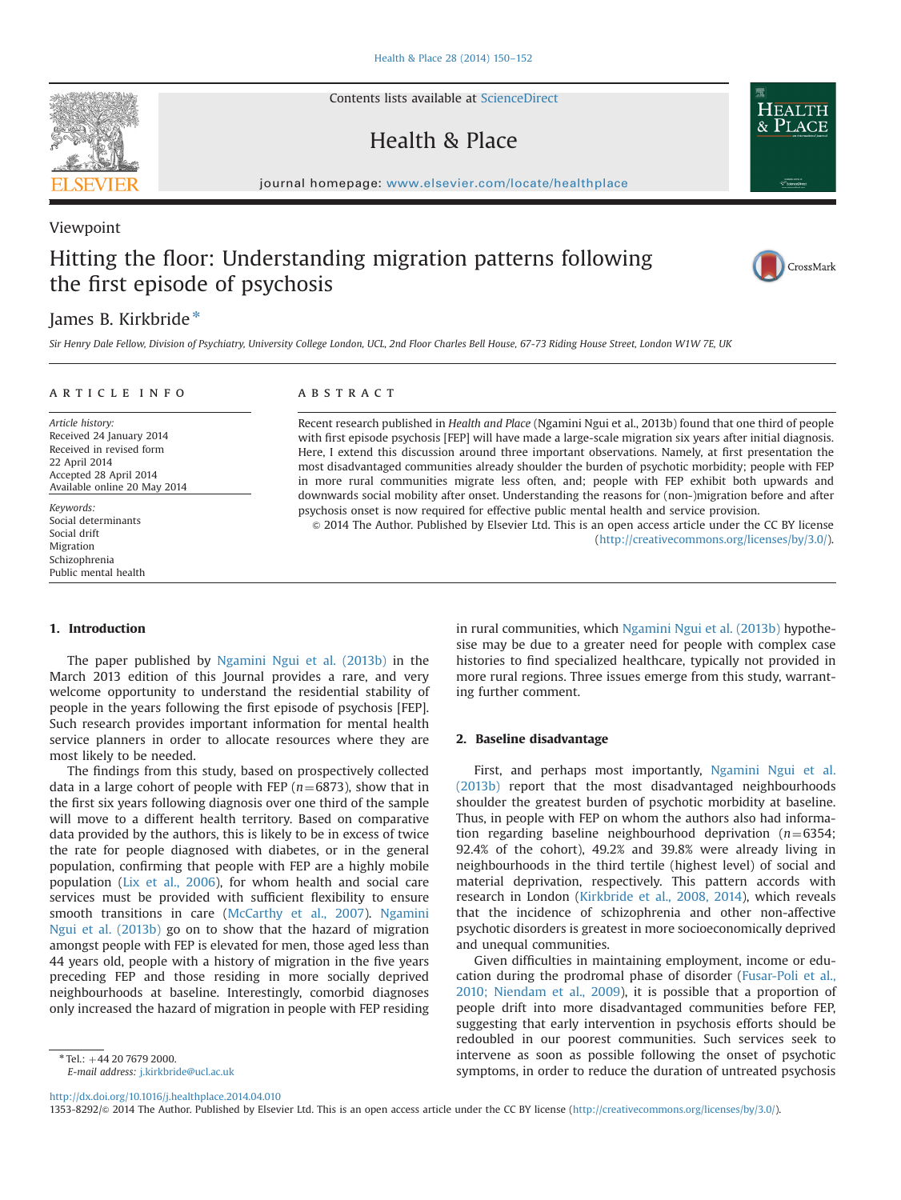Viewpoint

# Hitting the floor: Understanding migration patterns following the first episode of psychosis

James B. Kirkbride*

*Sir Henry Dale Fellow, Division of Psychiatry, University College London, UCL, 2nd Floor Charles Bell House, 67-73 Riding House Street, London W1W 7E, UK*

**ARTICLE INFO**

*Article history:*
Received 24 January 2014
Received in revised form
22 April 2014
Accepted 28 April 2014
Available online 20 May 2014

*Keywords:*
Social determinants
Social drift
Migration
Schizophrenia
Public mental health

**ABSTRACT**

Recent research published in *Health and Place* (Ngamini Ngui et al., 2013b) found that one third of people with first episode psychosis [FEP] will have made a large-scale migration six years after initial diagnosis. Here, I extend this discussion around three important observations. Namely, at first presentation the most disadvantaged communities already shoulder the burden of psychotic morbidity; people with FEP in more rural communities migrate less often, and; people with FEP exhibit both upwards and downwards social mobility after onset. Understanding the reasons for (non-)migration before and after psychosis onset is now required for effective public mental health and service provision.

© 2014 The Author. Published by Elsevier Ltd. This is an open access article under the CC BY license (http://creativecommons.org/licenses/by/3.0/).

## 1. Introduction

The paper published by Ngamini Ngui et al. (2013b) in the March 2013 edition of this Journal provides a rare, and very welcome opportunity to understand the residential stability of people in the years following the first episode of psychosis [FEP]. Such research provides important information for mental health service planners in order to allocate resources where they are most likely to be needed.

The findings from this study, based on prospectively collected data in a large cohort of people with FEP ($n = 6873$), show that in the first six years following diagnosis over one third of the sample will move to a different health territory. Based on comparative data provided by the authors, this is likely to be in excess of twice the rate for people diagnosed with diabetes, or in the general population, confirming that people with FEP are a highly mobile population (Lix et al., 2006), for whom health and social care services must be provided with sufficient flexibility to ensure smooth transitions in care (McCarthy et al., 2007). Ngamini Ngui et al. (2013b) go on to show that the hazard of migration amongst people with FEP is elevated for men, those aged less than 44 years old, people with a history of migration in the five years preceding FEP and those residing in more socially deprived neighbourhoods at baseline. Interestingly, comorbid diagnoses only increased the hazard of migration in people with FEP residing in rural communities, which Ngamini Ngui et al. (2013b) hypothesise may be due to a greater need for people with complex case histories to find specialized healthcare, typically not provided in more rural regions. Three issues emerge from this study, warranting further comment.

## 2. Baseline disadvantage

First, and perhaps most importantly, Ngamini Ngui et al. (2013b) report that the most disadvantaged neighbourhoods shoulder the greatest burden of psychotic morbidity at baseline. Thus, in people with FEP on whom the authors also had information regarding baseline neighbourhood deprivation ($n = 6354$; 92.4% of the cohort), 49.2% and 39.8% were already living in neighbourhoods in the third tertile (highest level) of social and material deprivation, respectively. This pattern accords with research in London (Kirkbride et al., 2008, 2014), which reveals that the incidence of schizophrenia and other non-affective psychotic disorders is greatest in more socioeconomically deprived and unequal communities.

Given difficulties in maintaining employment, income or education during the prodromal phase of disorder (Fusar-Poli et al., 2010; Niendam et al., 2009), it is possible that a proportion of people drift into more disadvantaged communities before FEP, suggesting that early intervention in psychosis efforts should be redoubled in our poorest communities. Such services seek to intervene as soon as possible following the onset of psychotic symptoms, in order to reduce the duration of untreated psychosis

* Tel.: +44 20 7679 2000.
*E-mail address:* j.kirkbride@ucl.ac.uk

http://dx.doi.org/10.1016/j.healthplace.2014.04.010
1353-8292/© 2014 The Author. Published by Elsevier Ltd. This is an open access article under the CC BY license (http://creativecommons.org/licenses/by/3.0/).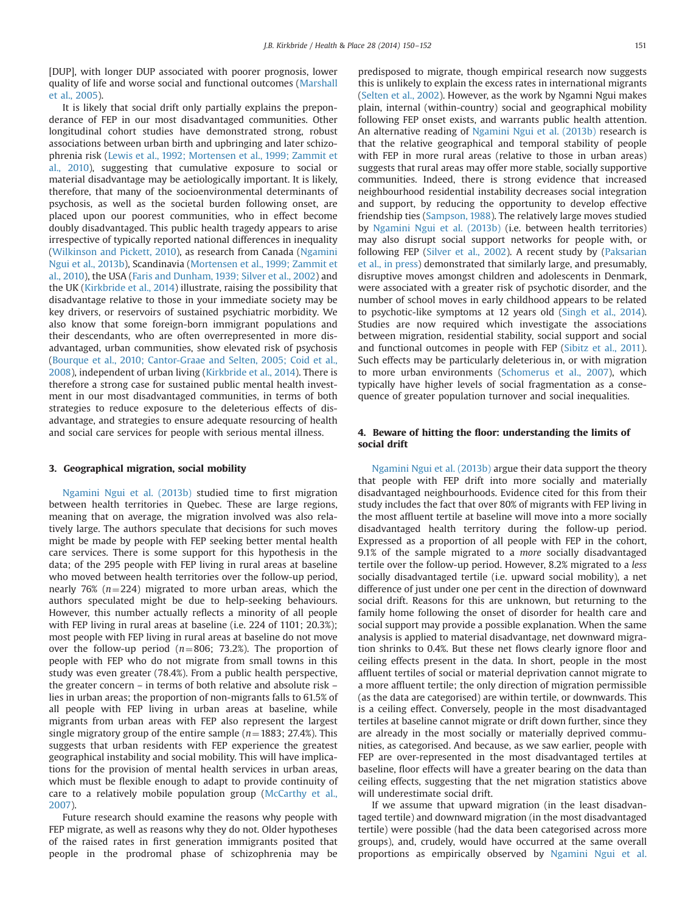[DUP], with longer DUP associated with poorer prognosis, lower quality of life and worse social and functional outcomes (Marshall et al., 2005).

It is likely that social drift only partially explains the preponderance of FEP in our most disadvantaged communities. Other longitudinal cohort studies have demonstrated strong, robust associations between urban birth and upbringing and later schizophrenia risk (Lewis et al., 1992; Mortensen et al., 1999; Zammit et al., 2010), suggesting that cumulative exposure to social or material disadvantage may be aetiologically important. It is likely, therefore, that many of the socioenvironmental determinants of psychosis, as well as the societal burden following onset, are placed upon our poorest communities, who in effect become doubly disadvantaged. This public health tragedy appears to arise irrespective of typically reported national differences in inequality (Wilkinson and Pickett, 2010), as research from Canada (Ngamini Ngui et al., 2013b), Scandinavia (Mortensen et al., 1999; Zammit et al., 2010), the USA (Faris and Dunham, 1939; Silver et al., 2002) and the UK (Kirkbride et al., 2014) illustrate, raising the possibility that disadvantage relative to those in your immediate society may be key drivers, or reservoirs of sustained psychiatric morbidity. We also know that some foreign-born immigrant populations and their descendants, who are often overrepresented in more disadvantaged, urban communities, show elevated risk of psychosis (Bourque et al., 2010; Cantor-Graae and Selten, 2005; Coid et al., 2008), independent of urban living (Kirkbride et al., 2014). There is therefore a strong case for sustained public mental health investment in our most disadvantaged communities, in terms of both strategies to reduce exposure to the deleterious effects of disadvantage, and strategies to ensure adequate resourcing of health and social care services for people with serious mental illness.

## 3. Geographical migration, social mobility

Ngamini Ngui et al. (2013b) studied time to first migration between health territories in Quebec. These are large regions, meaning that on average, the migration involved was also relatively large. The authors speculate that decisions for such moves might be made by people with FEP seeking better mental health care services. There is some support for this hypothesis in the data; of the 295 people with FEP living in rural areas at baseline who moved between health territories over the follow-up period, nearly 76% ($n=224$) migrated to more urban areas, which the authors speculated might be due to help-seeking behaviours. However, this number actually reflects a minority of all people with FEP living in rural areas at baseline (i.e. 224 of 1101; 20.3%); most people with FEP living in rural areas at baseline do not move over the follow-up period ($n=806$; 73.2%). The proportion of people with FEP who do not migrate from small towns in this study was even greater (78.4%). From a public health perspective, the greater concern – in terms of both relative and absolute risk – lies in urban areas; the proportion of non-migrants falls to 61.5% of all people with FEP living in urban areas at baseline, while migrants from urban areas with FEP also represent the largest single migratory group of the entire sample ($n=1883$; 27.4%). This suggests that urban residents with FEP experience the greatest geographical instability and social mobility. This will have implications for the provision of mental health services in urban areas, which must be flexible enough to adapt to provide continuity of care to a relatively mobile population group (McCarthy et al., 2007).

Future research should examine the reasons why people with FEP migrate, as well as reasons why they do not. Older hypotheses of the raised rates in first generation immigrants posited that people in the prodromal phase of schizophrenia may be predisposed to migrate, though empirical research now suggests this is unlikely to explain the excess rates in international migrants (Selten et al., 2002). However, as the work by Ngamni Ngui makes plain, internal (within-country) social and geographical mobility following FEP onset exists, and warrants public health attention. An alternative reading of Ngamini Ngui et al. (2013b) research is that the relative geographical and temporal stability of people with FEP in more rural areas (relative to those in urban areas) suggests that rural areas may offer more stable, socially supportive communities. Indeed, there is strong evidence that increased neighbourhood residential instability decreases social integration and support, by reducing the opportunity to develop effective friendship ties (Sampson, 1988). The relatively large moves studied by Ngamini Ngui et al. (2013b) (i.e. between health territories) may also disrupt social support networks for people with, or following FEP (Silver et al., 2002). A recent study by (Paksarian et al., in press) demonstrated that similarly large, and presumably, disruptive moves amongst children and adolescents in Denmark, were associated with a greater risk of psychotic disorder, and the number of school moves in early childhood appears to be related to psychotic-like symptoms at 12 years old (Singh et al., 2014). Studies are now required which investigate the associations between migration, residential stability, social support and social and functional outcomes in people with FEP (Sibitz et al., 2011). Such effects may be particularly deleterious in, or with migration to more urban environments (Schomerus et al., 2007), which typically have higher levels of social fragmentation as a consequence of greater population turnover and social inequalities.

## 4. Beware of hitting the floor: understanding the limits of social drift

Ngamini Ngui et al. (2013b) argue their data support the theory that people with FEP drift into more socially and materially disadvantaged neighbourhoods. Evidence cited for this from their study includes the fact that over 80% of migrants with FEP living in the most affluent tertile at baseline will move into a more socially disadvantaged health territory during the follow-up period. Expressed as a proportion of all people with FEP in the cohort, 9.1% of the sample migrated to a *more* socially disadvantaged tertile over the follow-up period. However, 8.2% migrated to a *less* socially disadvantaged tertile (i.e. upward social mobility), a net difference of just under one per cent in the direction of downward social drift. Reasons for this are unknown, but returning to the family home following the onset of disorder for health care and social support may provide a possible explanation. When the same analysis is applied to material disadvantage, net downward migration shrinks to 0.4%. But these net flows clearly ignore floor and ceiling effects present in the data. In short, people in the most affluent tertiles of social or material deprivation cannot migrate to a more affluent tertile; the only direction of migration permissible (as the data are categorised) are within tertile, or downwards. This is a ceiling effect. Conversely, people in the most disadvantaged tertiles at baseline cannot migrate or drift down further, since they are already in the most socially or materially deprived communities, as categorised. And because, as we saw earlier, people with FEP are over-represented in the most disadvantaged tertiles at baseline, floor effects will have a greater bearing on the data than ceiling effects, suggesting that the net migration statistics above will underestimate social drift.

If we assume that upward migration (in the least disadvantaged tertile) and downward migration (in the most disadvantaged tertile) were possible (had the data been categorised across more groups), and, crudely, would have occurred at the same overall proportions as empirically observed by Ngamini Ngui et al.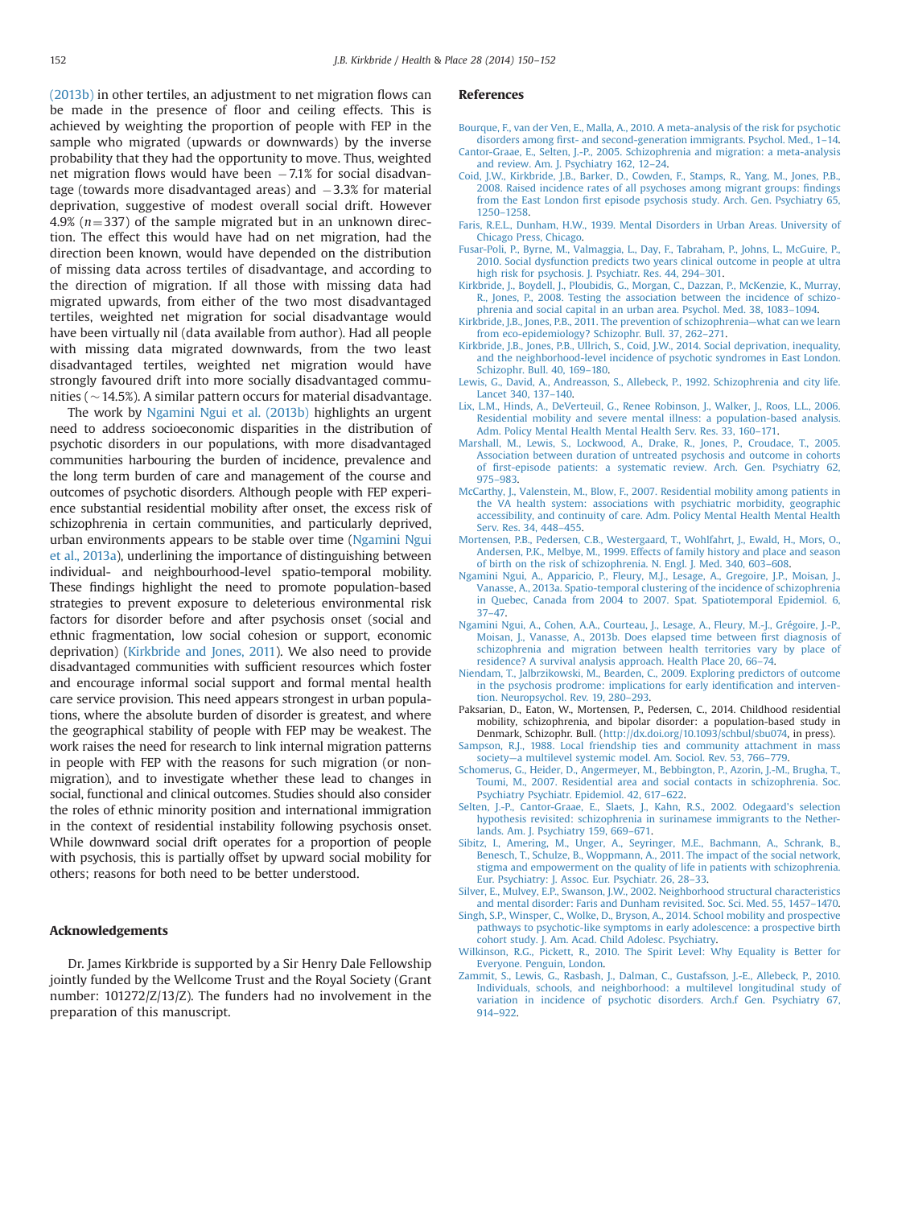(2013b) in other tertiles, an adjustment to net migration flows can be made in the presence of floor and ceiling effects. This is achieved by weighting the proportion of people with FEP in the sample who migrated (upwards or downwards) by the inverse probability that they had the opportunity to move. Thus, weighted net migration flows would have been −7.1% for social disadvantage (towards more disadvantaged areas) and −3.3% for material deprivation, suggestive of modest overall social drift. However 4.9% ($n=337$) of the sample migrated but in an unknown direction. The effect this would have had on net migration, had the direction been known, would have depended on the distribution of missing data across tertiles of disadvantage, and according to the direction of migration. If all those with missing data had migrated upwards, from either of the two most disadvantaged tertiles, weighted net migration for social disadvantage would have been virtually nil (data available from author). Had all people with missing data migrated downwards, from the two least disadvantaged tertiles, weighted net migration would have strongly favoured drift into more socially disadvantaged communities (~14.5%). A similar pattern occurs for material disadvantage.

The work by Ngamini Ngui et al. (2013b) highlights an urgent need to address socioeconomic disparities in the distribution of psychotic disorders in our populations, with more disadvantaged communities harbouring the burden of incidence, prevalence and the long term burden of care and management of the course and outcomes of psychotic disorders. Although people with FEP experience substantial residential mobility after onset, the excess risk of schizophrenia in certain communities, and particularly deprived, urban environments appears to be stable over time (Ngamini Ngui et al., 2013a), underlining the importance of distinguishing between individual- and neighbourhood-level spatio-temporal mobility. These findings highlight the need to promote population-based strategies to prevent exposure to deleterious environmental risk factors for disorder before and after psychosis onset (social and ethnic fragmentation, low social cohesion or support, economic deprivation) (Kirkbride and Jones, 2011). We also need to provide disadvantaged communities with sufficient resources which foster and encourage informal social support and formal mental health care service provision. This need appears strongest in urban populations, where the absolute burden of disorder is greatest, and where the geographical stability of people with FEP may be weakest. The work raises the need for research to link internal migration patterns in people with FEP with the reasons for such migration (or non-migration), and to investigate whether these lead to changes in social, functional and clinical outcomes. Studies should also consider the roles of ethnic minority position and international immigration in the context of residential instability following psychosis onset. While downward social drift operates for a proportion of people with psychosis, this is partially offset by upward social mobility for others; reasons for both need to be better understood.

## Acknowledgements

Dr. James Kirkbride is supported by a Sir Henry Dale Fellowship jointly funded by the Wellcome Trust and the Royal Society (Grant number: 101272/Z/13/Z). The funders had no involvement in the preparation of this manuscript.

## References

Bourque, F., van der Ven, E., Malla, A., 2010. A meta-analysis of the risk for psychotic disorders among first- and second-generation immigrants. Psychol. Med., 1–14.

Cantor-Graae, E., Selten, J.-P., 2005. Schizophrenia and migration: a meta-analysis and review. Am. J. Psychiatry 162, 12–24.

Coid, J.W., Kirkbride, J.B., Barker, D., Cowden, F., Stamps, R., Yang, M., Jones, P.B., 2008. Raised incidence rates of all psychoses among migrant groups: findings from the East London first episode psychosis study. Arch. Gen. Psychiatry 65, 1250–1258.

Faris, R.E.L., Dunham, H.W., 1939. Mental Disorders in Urban Areas. University of Chicago Press, Chicago.

Fusar-Poli, P., Byrne, M., Valmaggia, L., Day, F., Tabraham, P., Johns, L., McGuire, P., 2010. Social dysfunction predicts two years clinical outcome in people at ultra high risk for psychosis. J. Psychiatr. Res. 44, 294–301.

Kirkbride, J., Boydell, J., Ploubidis, G., Morgan, C., Dazzan, P., McKenzie, K., Murray, R., Jones, P., 2008. Testing the association between the incidence of schizophrenia and social capital in an urban area. Psychol. Med. 38, 1083–1094.

Kirkbride, J.B., Jones, P.B., 2011. The prevention of schizophrenia—what can we learn from eco-epidemiology? Schizophr. Bull. 37, 262–271.

Kirkbride, J.B., Jones, P.B., Ullrich, S., Coid, J.W., 2014. Social deprivation, inequality, and the neighborhood-level incidence of psychotic syndromes in East London. Schizophr. Bull. 40, 169–180.

Lewis, G., David, A., Andreasson, S., Allebeck, P., 1992. Schizophrenia and city life. Lancet 340, 137–140.

Lix, L.M., Hinds, A., DeVerteuil, G., Renee Robinson, J., Walker, J., Roos, L.L., 2006. Residential mobility and severe mental illness: a population-based analysis. Adm. Policy Mental Health Mental Health Serv. Res. 33, 160–171.

Marshall, M., Lewis, S., Lockwood, A., Drake, R., Jones, P., Croudace, T., 2005. Association between duration of untreated psychosis and outcome in cohorts of first-episode patients: a systematic review. Arch. Gen. Psychiatry 62, 975–983.

McCarthy, J., Valenstein, M., Blow, F., 2007. Residential mobility among patients in the VA health system: associations with psychiatric morbidity, geographic accessibility, and continuity of care. Adm. Policy Mental Health Mental Health Serv. Res. 34, 448–455.

Mortensen, P.B., Pedersen, C.B., Westergaard, T., Wohlfahrt, J., Ewald, H., Mors, O., Andersen, P.K., Melbye, M., 1999. Effects of family history and place and season of birth on the risk of schizophrenia. N. Engl. J. Med. 340, 603–608.

Ngamini Ngui, A., Apparicio, P., Fleury, M.J., Lesage, A., Gregoire, J.P., Moisan, J., Vanasse, A., 2013a. Spatio-temporal clustering of the incidence of schizophrenia in Quebec, Canada from 2004 to 2007. Spat. Spatiotemporal Epidemiol. 6, 37–47.

Ngamini Ngui, A., Cohen, A.A., Courteau, J., Lesage, A., Fleury, M.-J., Grégoire, J.-P., Moisan, J., Vanasse, A., 2013b. Does elapsed time between first diagnosis of schizophrenia and migration between health territories vary by place of residence? A survival analysis approach. Health Place 20, 66–74.

Niendam, T., Jalbrzikowski, M., Bearden, C., 2009. Exploring predictors of outcome in the psychosis prodrome: implications for early identification and intervention. Neuropsychol. Rev. 19, 280–293.

Paksarian, D., Eaton, W., Mortensen, P., Pedersen, C., 2014. Childhood residential mobility, schizophrenia, and bipolar disorder: a population-based study in Denmark, Schizophr. Bull. (http://dx.doi.org/10.1093/schbul/sbu074, in press).

Sampson, R.J., 1988. Local friendship ties and community attachment in mass society—a multilevel systemic model. Am. Sociol. Rev. 53, 766–779.

Schomerus, G., Heider, D., Angermeyer, M., Bebbington, P., Azorin, J.-M., Brugha, T., Toumi, M., 2007. Residential area and social contacts in schizophrenia. Soc. Psychiatry Psychiatr. Epidemiol. 42, 617–622.

Selten, J.-P., Cantor-Graae, E., Slaets, J., Kahn, R.S., 2002. Odegaard's selection hypothesis revisited: schizophrenia in surinamese immigrants to the Netherlands. Am. J. Psychiatry 159, 669–671.

Sibitz, I., Amering, M., Unger, A., Seyringer, M.E., Bachmann, A., Schrank, B., Benesch, T., Schulze, B., Woppmann, A., 2011. The impact of the social network, stigma and empowerment on the quality of life in patients with schizophrenia. Eur. Psychiatry: J. Assoc. Eur. Psychiatr. 26, 28–33.

Silver, E., Mulvey, E.P., Swanson, J.W., 2002. Neighborhood structural characteristics and mental disorder: Faris and Dunham revisited. Soc. Sci. Med. 55, 1457–1470.

Singh, S.P., Winsper, C., Wolke, D., Bryson, A., 2014. School mobility and prospective pathways to psychotic-like symptoms in early adolescence: a prospective birth cohort study. J. Am. Acad. Child Adolesc. Psychiatry.

Wilkinson, R.G., Pickett, R., 2010. The Spirit Level: Why Equality is Better for Everyone. Penguin, London.

Zammit, S., Lewis, G., Rasbash, J., Dalman, C., Gustafsson, J.-E., Allebeck, P., 2010. Individuals, schools, and neighborhood: a multilevel longitudinal study of variation in incidence of psychotic disorders. Arch.f Gen. Psychiatry 67, 914–922.